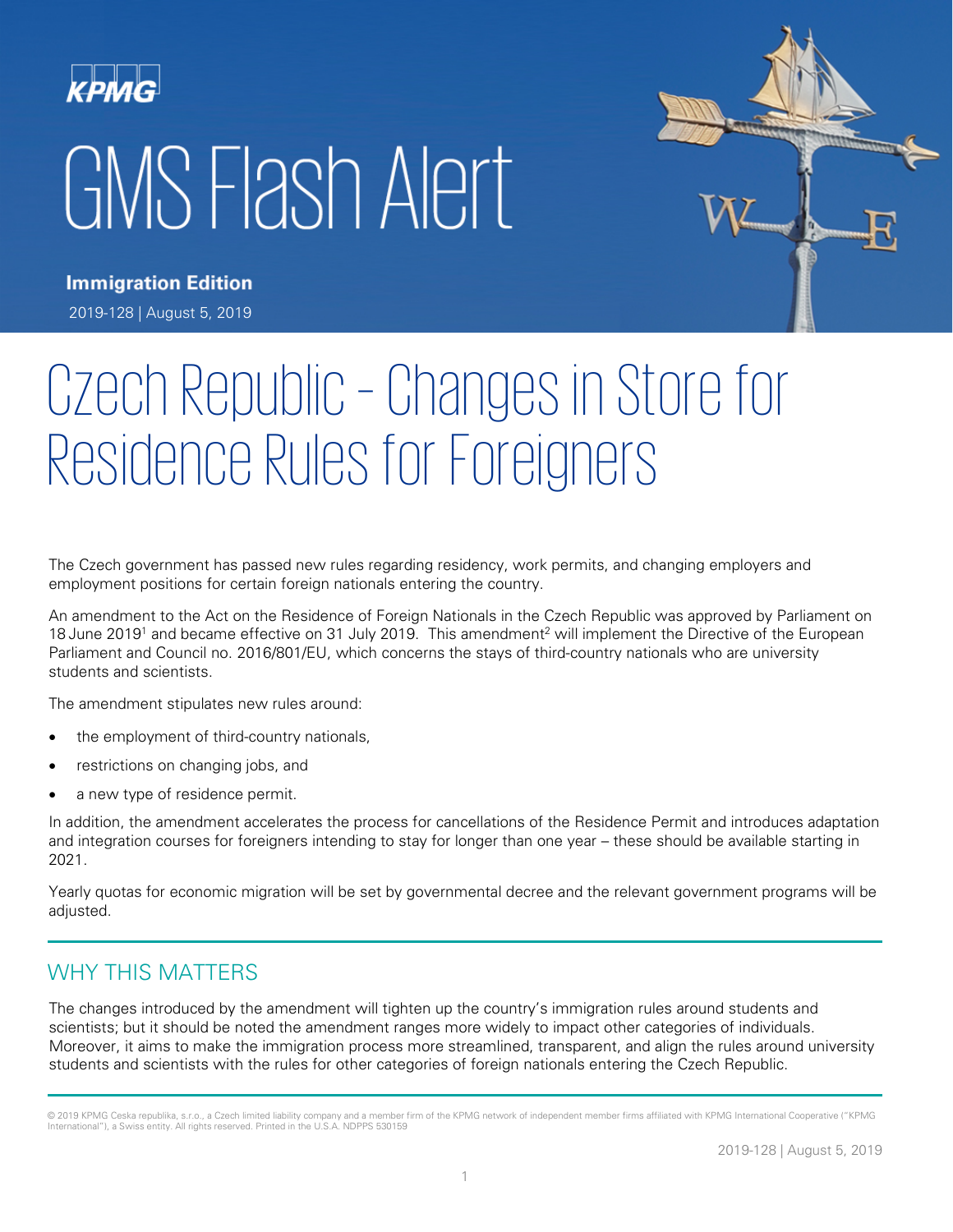KPMG

# GMS Flash Alert

**Immigration Edition**

2019-128 | August 5, 2019

# Czech Republic – Changes in Store for Residence Rules for Foreigners

The Czech government has passed new rules regarding residency, work permits, and changing employers and employment positions for certain foreign nationals entering the country.

An amendment to the Act on the Residence of Foreign Nationals in the Czech Republic was approved by Parliament on 18 June 2019[1] and became effective on 31 July 2019. This amendment[2] will implement the Directive of the European Parliament and Council no. 2016/801/EU, which concerns the stays of third-country nationals who are university students and scientists.

The amendment stipulates new rules around:

- the employment of third-country nationals,
- restrictions on changing jobs, and
- a new type of residence permit.

In addition, the amendment accelerates the process for cancellations of the Residence Permit and introduces adaptation and integration courses for foreigners intending to stay for longer than one year – these should be available starting in 2021.

Yearly quotas for economic migration will be set by governmental decree and the relevant government programs will be adjusted.

## WHY THIS MATTERS

The changes introduced by the amendment will tighten up the country's immigration rules around students and scientists; but it should be noted the amendment ranges more widely to impact other categories of individuals. Moreover, it aims to make the immigration process more streamlined, transparent, and align the rules around university students and scientists with the rules for other categories of foreign nationals entering the Czech Republic.

© 2019 KPMG Ceska republika, s.r.o., a Czech limited liability company and a member firm of the KPMG network of independent member firms affiliated with KPMG International Cooperative ("KPMG International"), a Swiss entity. All rights reserved. Printed in the U.S.A. NDPPS 530159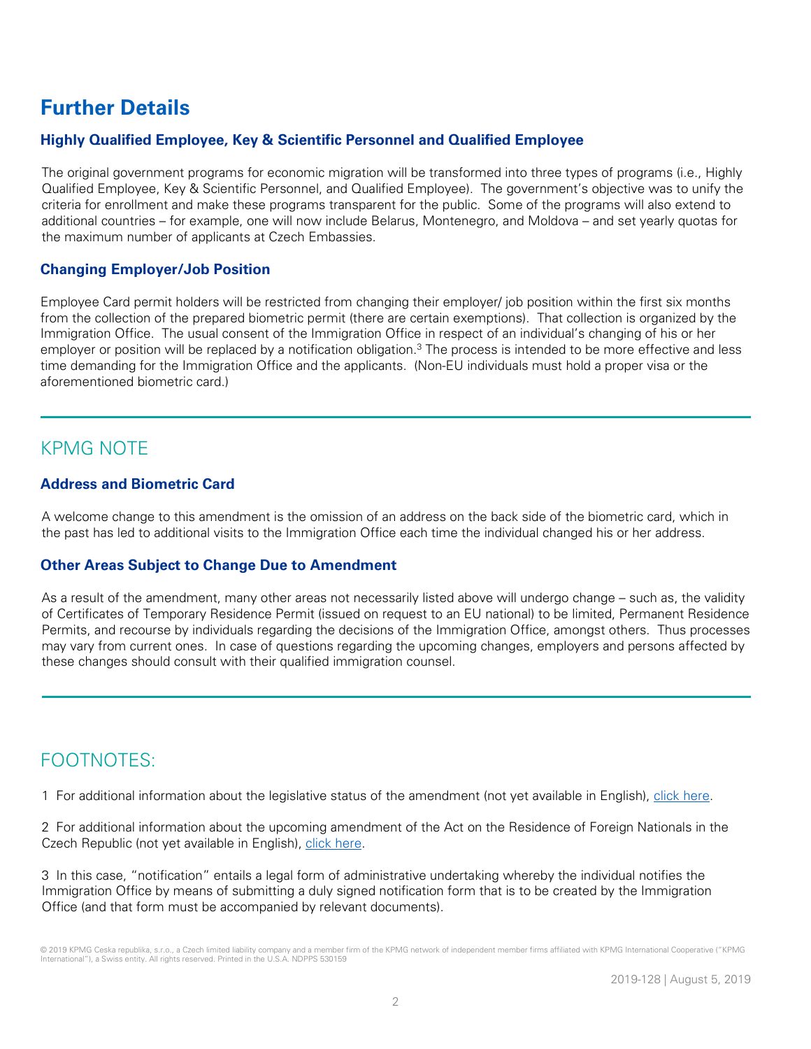# Further Details

### Highly Qualified Employee, Key & Scientific Personnel and Qualified Employee

The original government programs for economic migration will be transformed into three types of programs (i.e., Highly Qualified Employee, Key & Scientific Personnel, and Qualified Employee). The government's objective was to unify the criteria for enrollment and make these programs transparent for the public. Some of the programs will also extend to additional countries – for example, one will now include Belarus, Montenegro, and Moldova – and set yearly quotas for the maximum number of applicants at Czech Embassies.

### Changing Employer/Job Position

Employee Card permit holders will be restricted from changing their employer/ job position within the first six months from the collection of the prepared biometric permit (there are certain exemptions). That collection is organized by the Immigration Office. The usual consent of the Immigration Office in respect of an individual's changing of his or her employer or position will be replaced by a notification obligation.[3] The process is intended to be more effective and less time demanding for the Immigration Office and the applicants. (Non-EU individuals must hold a proper visa or the aforementioned biometric card.)

## KPMG NOTE

### Address and Biometric Card

A welcome change to this amendment is the omission of an address on the back side of the biometric card, which in the past has led to additional visits to the Immigration Office each time the individual changed his or her address.

### Other Areas Subject to Change Due to Amendment

As a result of the amendment, many other areas not necessarily listed above will undergo change – such as, the validity of Certificates of Temporary Residence Permit (issued on request to an EU national) to be limited, Permanent Residence Permits, and recourse by individuals regarding the decisions of the Immigration Office, amongst others. Thus processes may vary from current ones. In case of questions regarding the upcoming changes, employers and persons affected by these changes should consult with their qualified immigration counsel.

## FOOTNOTES:

1 For additional information about the legislative status of the amendment (not yet available in English), click here.

2 For additional information about the upcoming amendment of the Act on the Residence of Foreign Nationals in the Czech Republic (not yet available in English), click here.

3 In this case, "notification" entails a legal form of administrative undertaking whereby the individual notifies the Immigration Office by means of submitting a duly signed notification form that is to be created by the Immigration Office (and that form must be accompanied by relevant documents).

© 2019 KPMG Ceska republika, s.r.o., a Czech limited liability company and a member firm of the KPMG network of independent member firms affiliated with KPMG International Cooperative ("KPMG International"), a Swiss entity. All rights reserved. Printed in the U.S.A. NDPPS 530159

2019-128 | August 5, 2019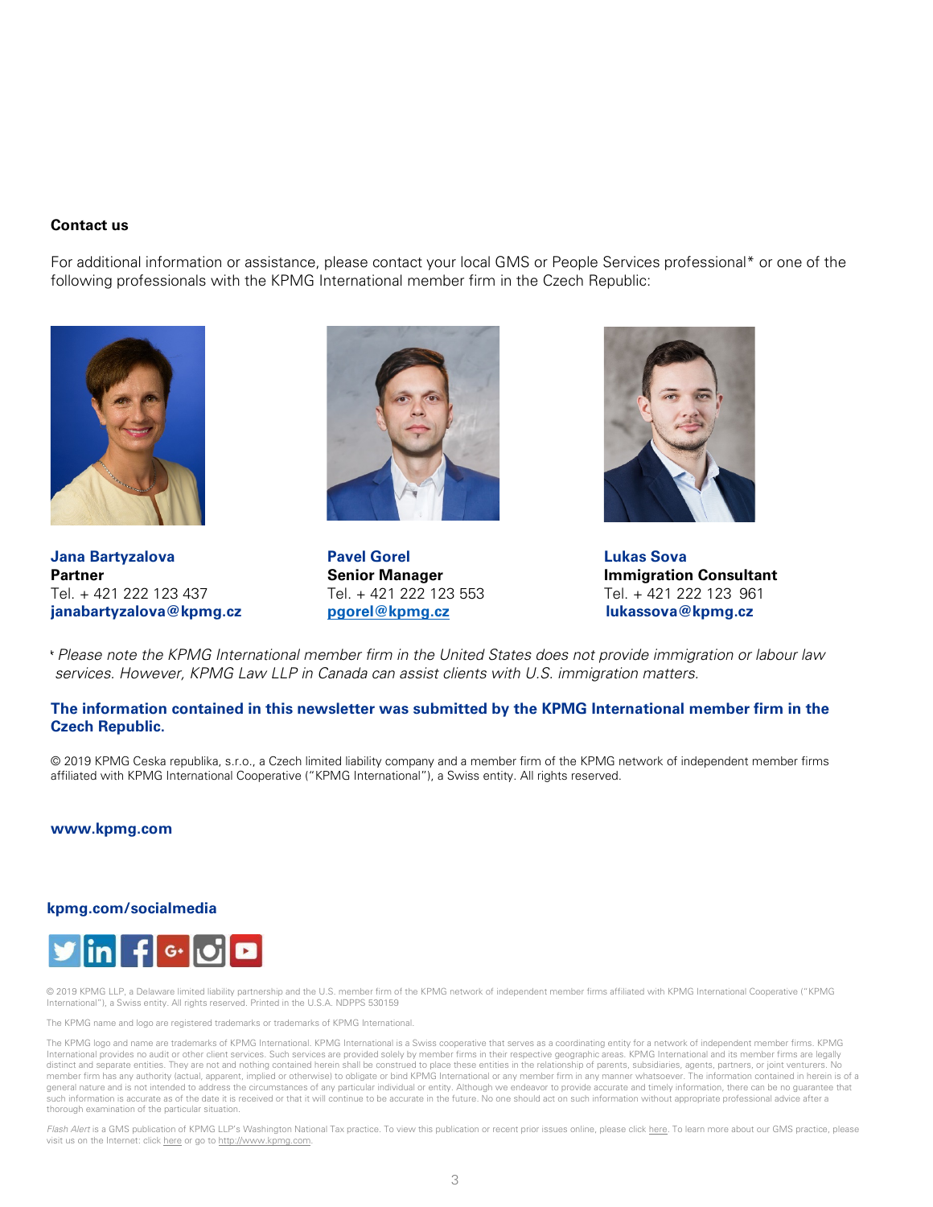**Contact us**

For additional information or assistance, please contact your local GMS or People Services professional* or one of the following professionals with the KPMG International member firm in the Czech Republic:

**Jana Bartyzalova**
**Partner**
Tel. + 421 222 123 437
**janabartyzalova@kpmg.cz**

**Pavel Gorel**
**Senior Manager**
Tel. + 421 222 123 553
**pgorel@kpmg.cz**

**Lukas Sova**
**Immigration Consultant**
Tel. + 421 222 123 961
**lukassova@kpmg.cz**

\* *Please note the KPMG International member firm in the United States does not provide immigration or labour law services. However, KPMG Law LLP in Canada can assist clients with U.S. immigration matters.*

**The information contained in this newsletter was submitted by the KPMG International member firm in the Czech Republic.**

© 2019 KPMG Ceska republika, s.r.o., a Czech limited liability company and a member firm of the KPMG network of independent member firms affiliated with KPMG International Cooperative ("KPMG International"), a Swiss entity. All rights reserved.

**www.kpmg.com**

**kpmg.com/socialmedia**

© 2019 KPMG LLP, a Delaware limited liability partnership and the U.S. member firm of the KPMG network of independent member firms affiliated with KPMG International Cooperative ("KPMG International"), a Swiss entity. All rights reserved. Printed in the U.S.A. NDPPS 530159

The KPMG name and logo are registered trademarks or trademarks of KPMG International.

The KPMG logo and name are trademarks of KPMG International. KPMG International is a Swiss cooperative that serves as a coordinating entity for a network of independent member firms. KPMG International provides no audit or other client services. Such services are provided solely by member firms in their respective geographic areas. KPMG International and its member firms are legally distinct and separate entities. They are not and nothing contained herein shall be construed to place these entities in the relationship of parents, subsidiaries, agents, partners, or joint venturers. No member firm has any authority (actual, apparent, implied or otherwise) to obligate or bind KPMG International or any member firm in any manner whatsoever. The information contained in herein is of a general nature and is not intended to address the circumstances of any particular individual or entity. Although we endeavor to provide accurate and timely information, there can be no guarantee that such information is accurate as of the date it is received or that it will continue to be accurate in the future. No one should act on such information without appropriate professional advice after a thorough examination of the particular situation.

*Flash Alert* is a GMS publication of KPMG LLP's Washington National Tax practice. To view this publication or recent prior issues online, please click here. To learn more about our GMS practice, please visit us on the Internet: click here or go to http://www.kpmg.com.